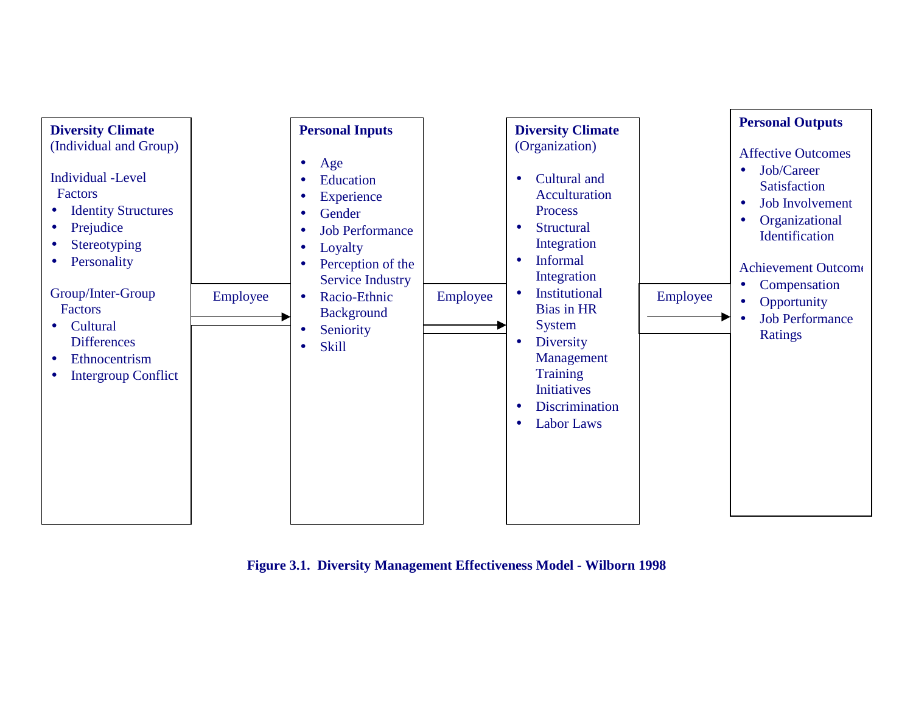**Diversity Climate**
(Individual and Group)

Individual -Level Factors

- Identity Structures
- Prejudice
- Stereotyping
- Personality

Group/Inter-Group Factors

- Cultural Differences
- Ethnocentrism
- Intergroup Conflict

Employee →

**Personal Inputs**

- Age
- Education
- Experience
- Gender
- Job Performance
- Loyalty
- Perception of the Service Industry
- Racio-Ethnic Background
- Seniority
- Skill

Employee →

**Diversity Climate**
(Organization)

- Cultural and Acculturation Process
- Structural Integration
- Informal Integration
- Institutional Bias in HR System
- Diversity Management Training Initiatives
- Discrimination
- Labor Laws

Employee →

**Personal Outputs**

Affective Outcomes

- Job/Career Satisfaction
- Job Involvement
- Organizational Identification

Achievement Outcome

- Compensation
- Opportunity
- Job Performance Ratings

**Figure 3.1. Diversity Management Effectiveness Model - Wilborn 1998**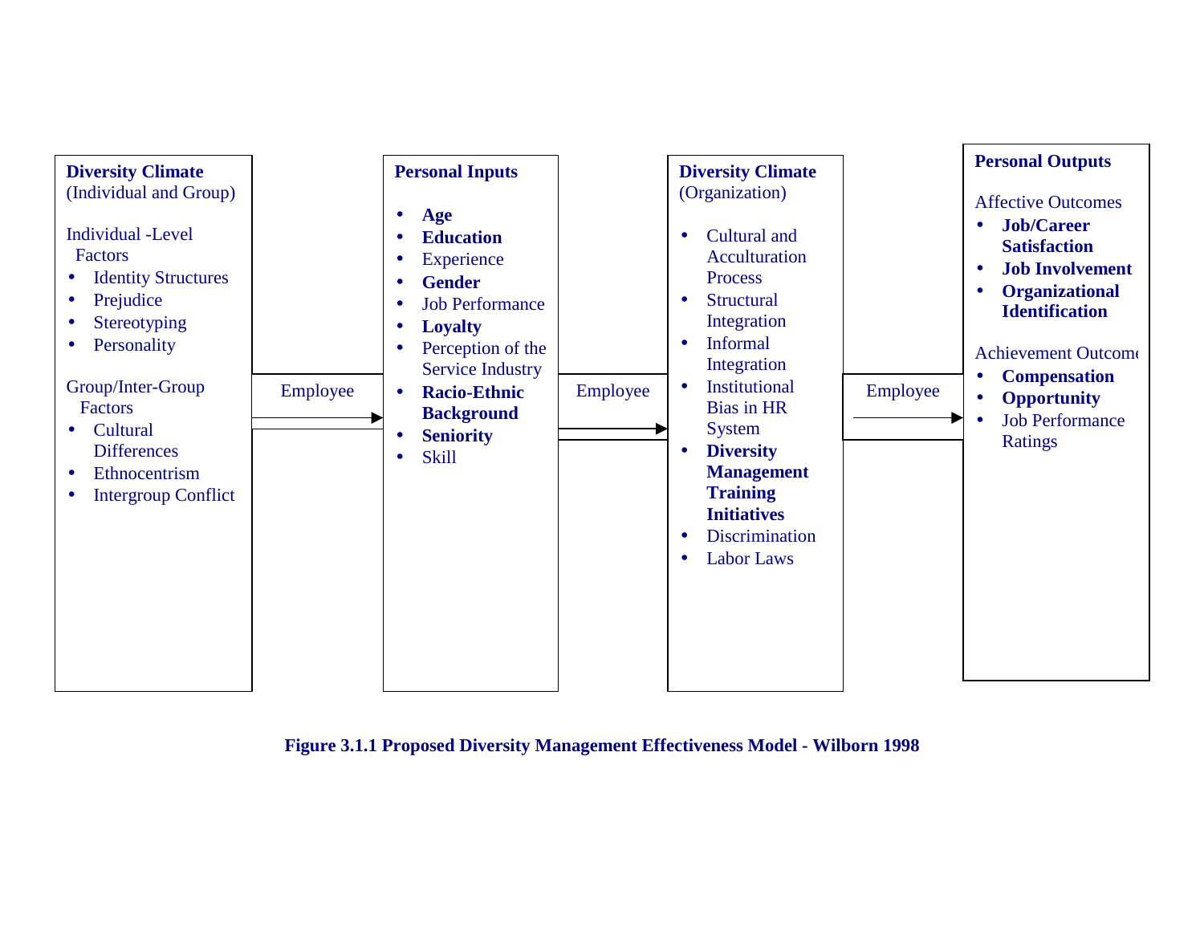**Diversity Climate**
(Individual and Group)

Individual -Level Factors

- Identity Structures
- Prejudice
- Stereotyping
- Personality

Group/Inter-Group Factors

- Cultural Differences
- Ethnocentrism
- Intergroup Conflict

Employee

**Personal Inputs**

- **Age**
- **Education**
- Experience
- **Gender**
- Job Performance
- **Loyalty**
- Perception of the Service Industry
- **Racio-Ethnic Background**
- **Seniority**
- Skill

Employee

**Diversity Climate**
(Organization)

- Cultural and Acculturation Process
- Structural Integration
- Informal Integration
- Institutional Bias in HR System
- **Diversity Management Training Initiatives**
- Discrimination
- Labor Laws

Employee

**Personal Outputs**

Affective Outcomes

- **Job/Career Satisfaction**
- **Job Involvement**
- **Organizational Identification**

Achievement Outcome

- **Compensation**
- **Opportunity**
- Job Performance Ratings

**Figure 3.1.1 Proposed Diversity Management Effectiveness Model - Wilborn 1998**